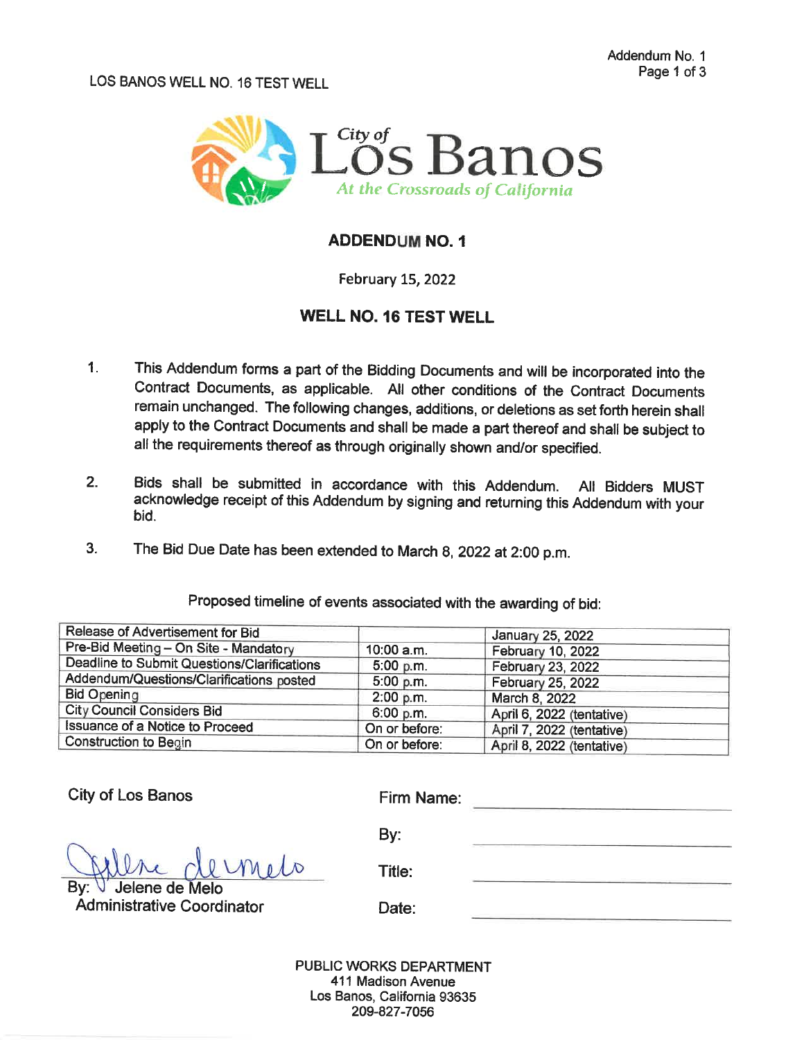LOS BANOS WELL NO. 16 TEST WELL

City of Los Banos

*At the Crossroads of California*

## ADDENDUM NO. 1

February 15, 2022

## WELL NO. 16 TEST WELL

1. This Addendum forms a part of the Bidding Documents and will be incorporated into the Contract Documents, as applicable. All other conditions of the Contract Documents remain unchanged. The following changes, additions, or deletions as set forth herein shall apply to the Contract Documents and shall be made a part thereof and shall be subject to all the requirements thereof as through originally shown and/or specified.

2. Bids shall be submitted in accordance with this Addendum. All Bidders MUST acknowledge receipt of this Addendum by signing and returning this Addendum with your bid.

3. The Bid Due Date has been extended to March 8, 2022 at 2:00 p.m.

Proposed timeline of events associated with the awarding of bid:

| | | |
|---|---|---|
| Release of Advertisement for Bid | | January 25, 2022 |
| Pre-Bid Meeting – On Site - Mandatory | 10:00 a.m. | February 10, 2022 |
| Deadline to Submit Questions/Clarifications | 5:00 p.m. | February 23, 2022 |
| Addendum/Questions/Clarifications posted | 5:00 p.m. | February 25, 2022 |
| Bid Opening | 2:00 p.m. | March 8, 2022 |
| City Council Considers Bid | 6:00 p.m. | April 6, 2022 (tentative) |
| Issuance of a Notice to Proceed | On or before: | April 7, 2022 (tentative) |
| Construction to Begin | On or before: | April 8, 2022 (tentative) |

City of Los Banos

By: Jelene de Melo
Administrative Coordinator

Firm Name: \_\_\_\_\_\_\_\_\_\_\_\_\_\_\_\_\_\_\_\_

By: \_\_\_\_\_\_\_\_\_\_\_\_\_\_\_\_\_\_\_\_

Title: \_\_\_\_\_\_\_\_\_\_\_\_\_\_\_\_\_\_\_\_

Date: \_\_\_\_\_\_\_\_\_\_\_\_\_\_\_\_\_\_\_\_

PUBLIC WORKS DEPARTMENT
411 Madison Avenue
Los Banos, California 93635
209-827-7056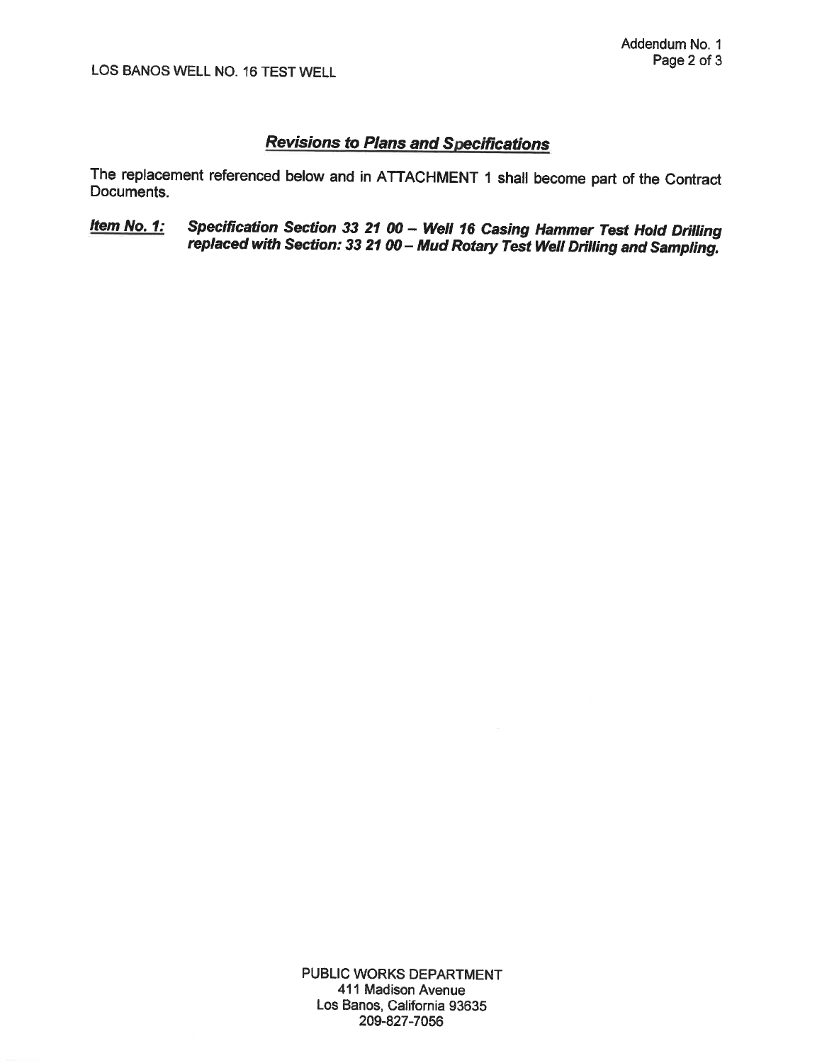## ***Revisions to Plans and Specifications***

The replacement referenced below and in ATTACHMENT 1 shall become part of the Contract Documents.

***Item No. 1:*** ***Specification Section 33 21 00 – Well 16 Casing Hammer Test Hold Drilling replaced with Section: 33 21 00 – Mud Rotary Test Well Drilling and Sampling.***

PUBLIC WORKS DEPARTMENT
411 Madison Avenue
Los Banos, California 93635
209-827-7056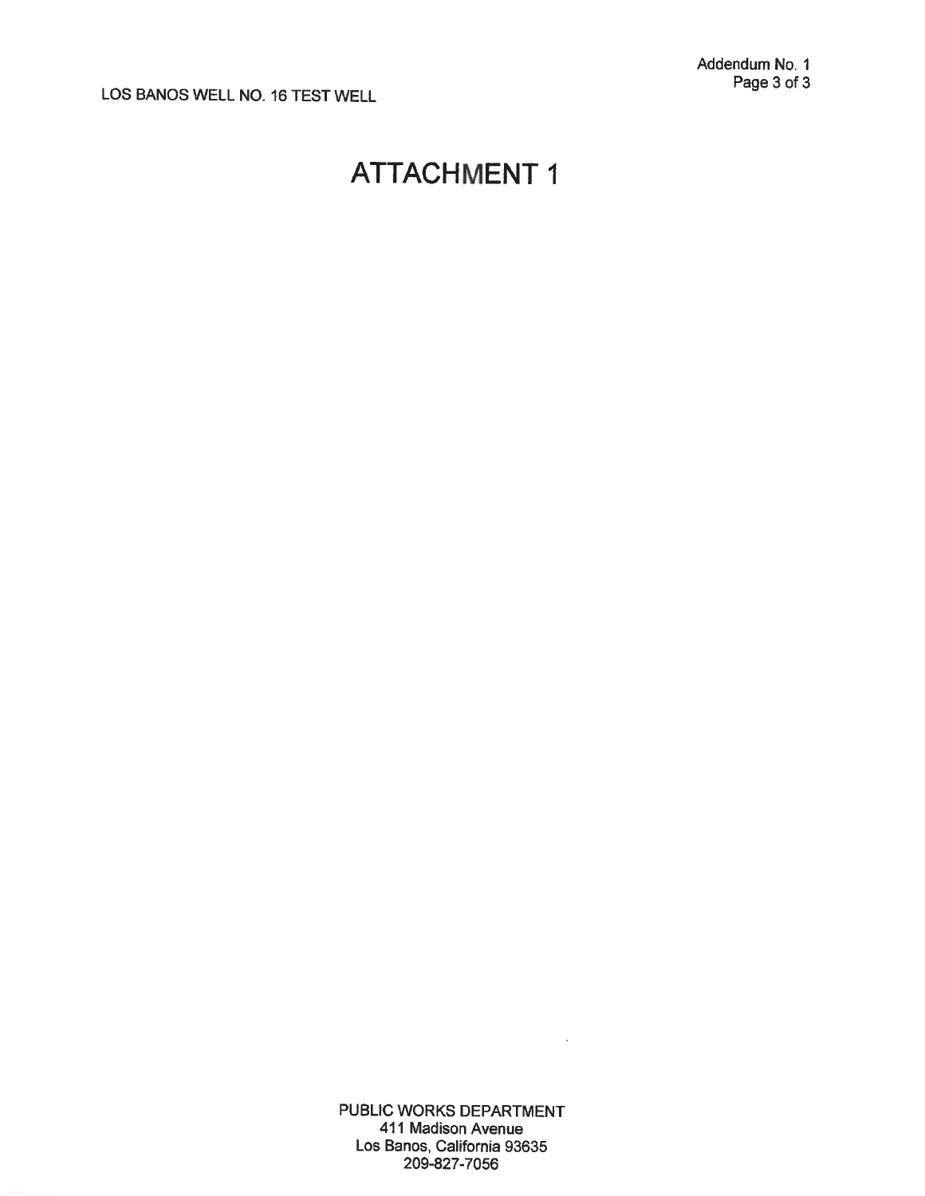# ATTACHMENT 1

PUBLIC WORKS DEPARTMENT
411 Madison Avenue
Los Banos, California 93635
209-827-7056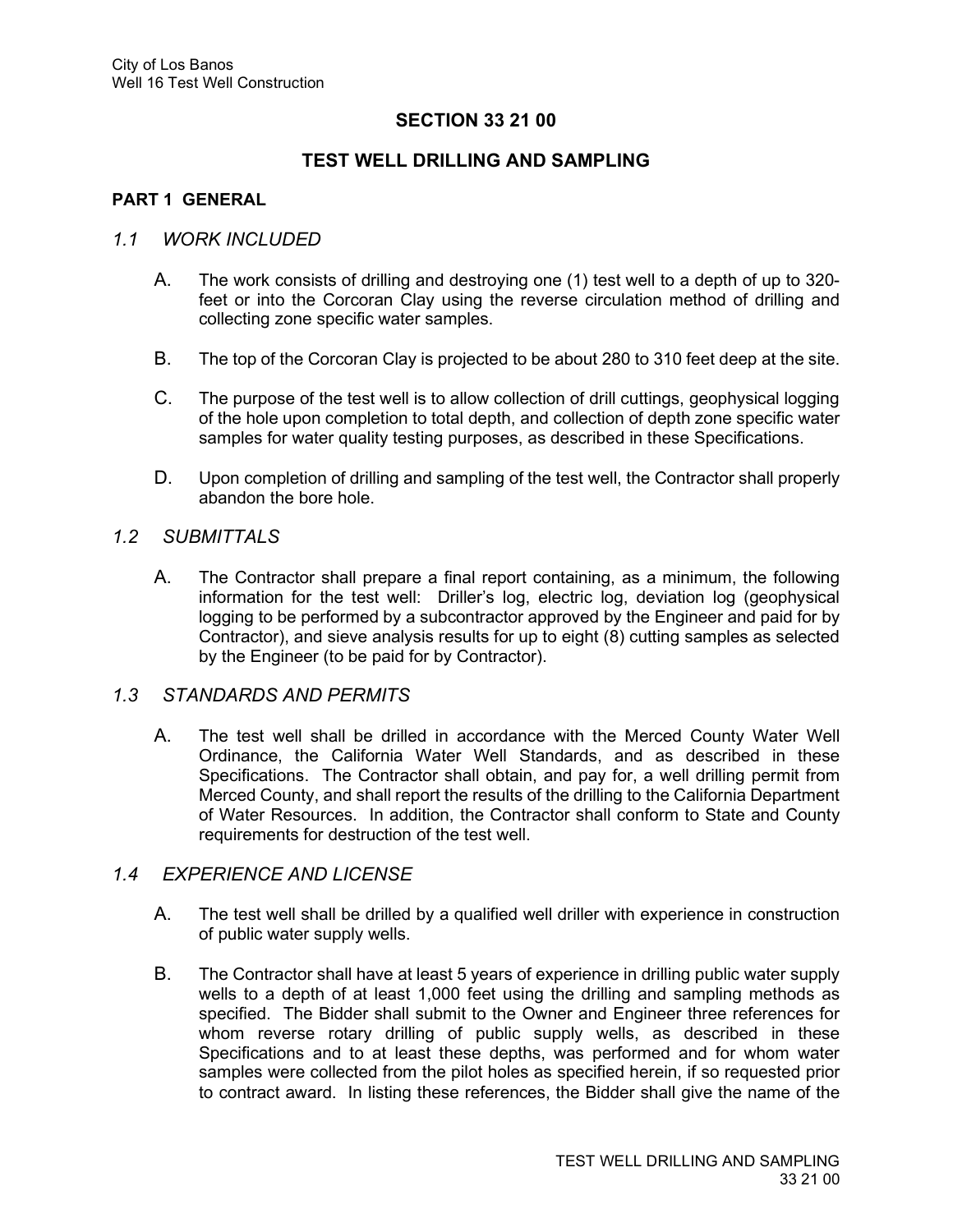# SECTION 33 21 00

# TEST WELL DRILLING AND SAMPLING

## PART 1 GENERAL

### *1.1 WORK INCLUDED*

A. The work consists of drilling and destroying one (1) test well to a depth of up to 320-feet or into the Corcoran Clay using the reverse circulation method of drilling and collecting zone specific water samples.

B. The top of the Corcoran Clay is projected to be about 280 to 310 feet deep at the site.

C. The purpose of the test well is to allow collection of drill cuttings, geophysical logging of the hole upon completion to total depth, and collection of depth zone specific water samples for water quality testing purposes, as described in these Specifications.

D. Upon completion of drilling and sampling of the test well, the Contractor shall properly abandon the bore hole.

### *1.2 SUBMITTALS*

A. The Contractor shall prepare a final report containing, as a minimum, the following information for the test well: Driller's log, electric log, deviation log (geophysical logging to be performed by a subcontractor approved by the Engineer and paid for by Contractor), and sieve analysis results for up to eight (8) cutting samples as selected by the Engineer (to be paid for by Contractor).

### *1.3 STANDARDS AND PERMITS*

A. The test well shall be drilled in accordance with the Merced County Water Well Ordinance, the California Water Well Standards, and as described in these Specifications. The Contractor shall obtain, and pay for, a well drilling permit from Merced County, and shall report the results of the drilling to the California Department of Water Resources. In addition, the Contractor shall conform to State and County requirements for destruction of the test well.

### *1.4 EXPERIENCE AND LICENSE*

A. The test well shall be drilled by a qualified well driller with experience in construction of public water supply wells.

B. The Contractor shall have at least 5 years of experience in drilling public water supply wells to a depth of at least 1,000 feet using the drilling and sampling methods as specified. The Bidder shall submit to the Owner and Engineer three references for whom reverse rotary drilling of public supply wells, as described in these Specifications and to at least these depths, was performed and for whom water samples were collected from the pilot holes as specified herein, if so requested prior to contract award. In listing these references, the Bidder shall give the name of the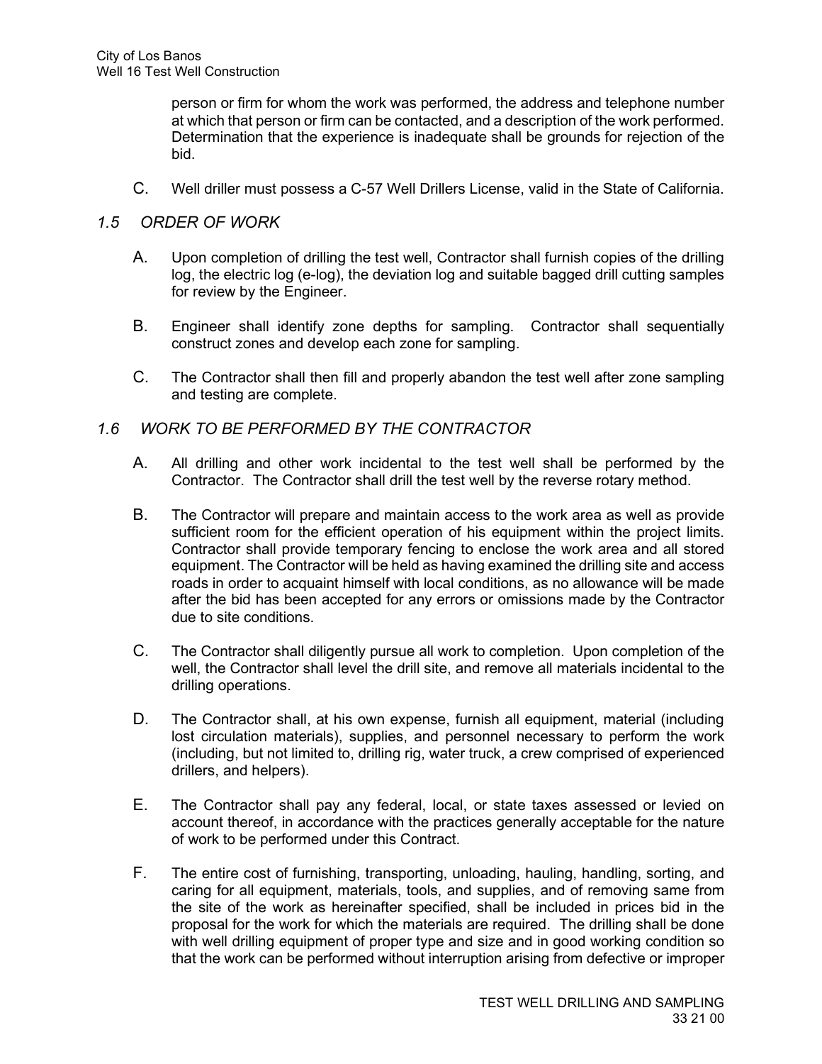person or firm for whom the work was performed, the address and telephone number at which that person or firm can be contacted, and a description of the work performed. Determination that the experience is inadequate shall be grounds for rejection of the bid.

C. Well driller must possess a C-57 Well Drillers License, valid in the State of California.

## *1.5 ORDER OF WORK*

A. Upon completion of drilling the test well, Contractor shall furnish copies of the drilling log, the electric log (e-log), the deviation log and suitable bagged drill cutting samples for review by the Engineer.

B. Engineer shall identify zone depths for sampling. Contractor shall sequentially construct zones and develop each zone for sampling.

C. The Contractor shall then fill and properly abandon the test well after zone sampling and testing are complete.

## *1.6 WORK TO BE PERFORMED BY THE CONTRACTOR*

A. All drilling and other work incidental to the test well shall be performed by the Contractor. The Contractor shall drill the test well by the reverse rotary method.

B. The Contractor will prepare and maintain access to the work area as well as provide sufficient room for the efficient operation of his equipment within the project limits. Contractor shall provide temporary fencing to enclose the work area and all stored equipment. The Contractor will be held as having examined the drilling site and access roads in order to acquaint himself with local conditions, as no allowance will be made after the bid has been accepted for any errors or omissions made by the Contractor due to site conditions.

C. The Contractor shall diligently pursue all work to completion. Upon completion of the well, the Contractor shall level the drill site, and remove all materials incidental to the drilling operations.

D. The Contractor shall, at his own expense, furnish all equipment, material (including lost circulation materials), supplies, and personnel necessary to perform the work (including, but not limited to, drilling rig, water truck, a crew comprised of experienced drillers, and helpers).

E. The Contractor shall pay any federal, local, or state taxes assessed or levied on account thereof, in accordance with the practices generally acceptable for the nature of work to be performed under this Contract.

F. The entire cost of furnishing, transporting, unloading, hauling, handling, sorting, and caring for all equipment, materials, tools, and supplies, and of removing same from the site of the work as hereinafter specified, shall be included in prices bid in the proposal for the work for which the materials are required. The drilling shall be done with well drilling equipment of proper type and size and in good working condition so that the work can be performed without interruption arising from defective or improper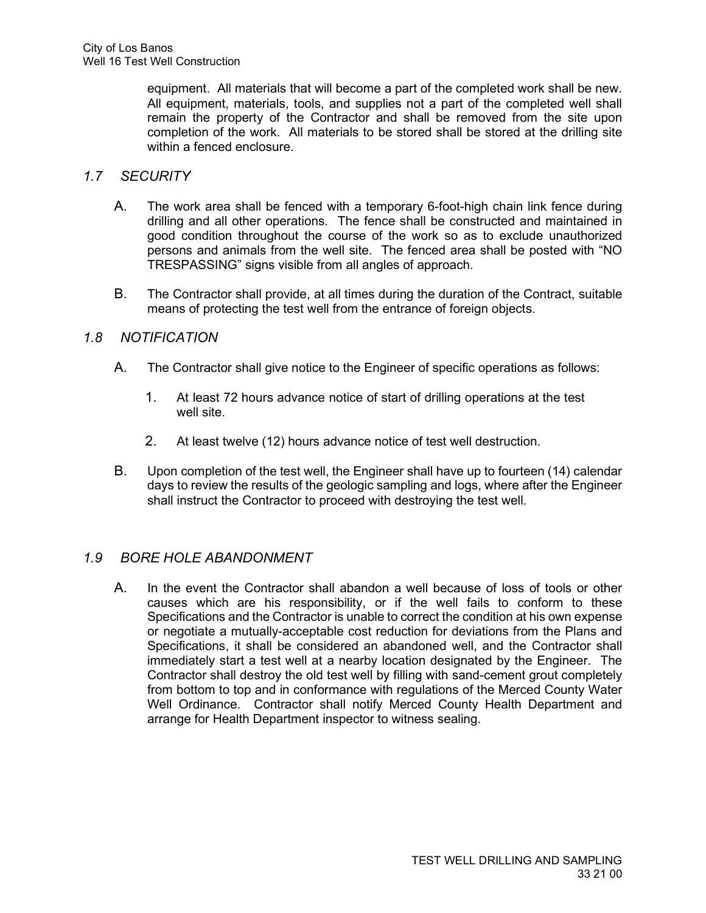equipment. All materials that will become a part of the completed work shall be new. All equipment, materials, tools, and supplies not a part of the completed well shall remain the property of the Contractor and shall be removed from the site upon completion of the work. All materials to be stored shall be stored at the drilling site within a fenced enclosure.

## *1.7 SECURITY*

A. The work area shall be fenced with a temporary 6-foot-high chain link fence during drilling and all other operations. The fence shall be constructed and maintained in good condition throughout the course of the work so as to exclude unauthorized persons and animals from the well site. The fenced area shall be posted with "NO TRESPASSING" signs visible from all angles of approach.

B. The Contractor shall provide, at all times during the duration of the Contract, suitable means of protecting the test well from the entrance of foreign objects.

## *1.8 NOTIFICATION*

A. The Contractor shall give notice to the Engineer of specific operations as follows:

1. At least 72 hours advance notice of start of drilling operations at the test well site.

2. At least twelve (12) hours advance notice of test well destruction.

B. Upon completion of the test well, the Engineer shall have up to fourteen (14) calendar days to review the results of the geologic sampling and logs, where after the Engineer shall instruct the Contractor to proceed with destroying the test well.

## *1.9 BORE HOLE ABANDONMENT*

A. In the event the Contractor shall abandon a well because of loss of tools or other causes which are his responsibility, or if the well fails to conform to these Specifications and the Contractor is unable to correct the condition at his own expense or negotiate a mutually-acceptable cost reduction for deviations from the Plans and Specifications, it shall be considered an abandoned well, and the Contractor shall immediately start a test well at a nearby location designated by the Engineer. The Contractor shall destroy the old test well by filling with sand-cement grout completely from bottom to top and in conformance with regulations of the Merced County Water Well Ordinance. Contractor shall notify Merced County Health Department and arrange for Health Department inspector to witness sealing.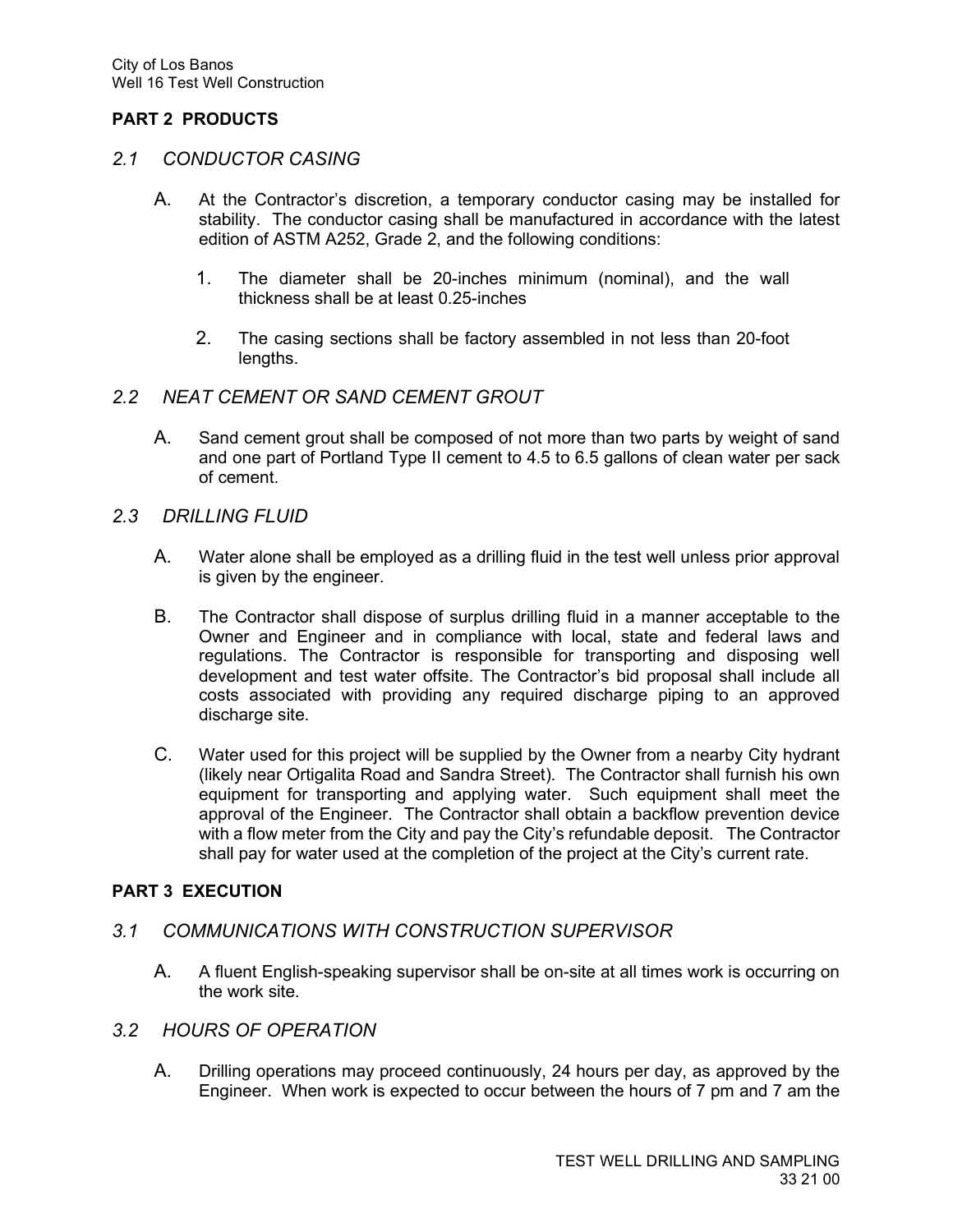## PART 2 PRODUCTS

### *2.1 CONDUCTOR CASING*

A. At the Contractor's discretion, a temporary conductor casing may be installed for stability. The conductor casing shall be manufactured in accordance with the latest edition of ASTM A252, Grade 2, and the following conditions:

   1. The diameter shall be 20-inches minimum (nominal), and the wall thickness shall be at least 0.25-inches

   2. The casing sections shall be factory assembled in not less than 20-foot lengths.

### *2.2 NEAT CEMENT OR SAND CEMENT GROUT*

A. Sand cement grout shall be composed of not more than two parts by weight of sand and one part of Portland Type II cement to 4.5 to 6.5 gallons of clean water per sack of cement.

### *2.3 DRILLING FLUID*

A. Water alone shall be employed as a drilling fluid in the test well unless prior approval is given by the engineer.

B. The Contractor shall dispose of surplus drilling fluid in a manner acceptable to the Owner and Engineer and in compliance with local, state and federal laws and regulations. The Contractor is responsible for transporting and disposing well development and test water offsite. The Contractor's bid proposal shall include all costs associated with providing any required discharge piping to an approved discharge site.

C. Water used for this project will be supplied by the Owner from a nearby City hydrant (likely near Ortigalita Road and Sandra Street). The Contractor shall furnish his own equipment for transporting and applying water. Such equipment shall meet the approval of the Engineer. The Contractor shall obtain a backflow prevention device with a flow meter from the City and pay the City's refundable deposit. The Contractor shall pay for water used at the completion of the project at the City's current rate.

## PART 3 EXECUTION

### *3.1 COMMUNICATIONS WITH CONSTRUCTION SUPERVISOR*

A. A fluent English-speaking supervisor shall be on-site at all times work is occurring on the work site.

### *3.2 HOURS OF OPERATION*

A. Drilling operations may proceed continuously, 24 hours per day, as approved by the Engineer. When work is expected to occur between the hours of 7 pm and 7 am the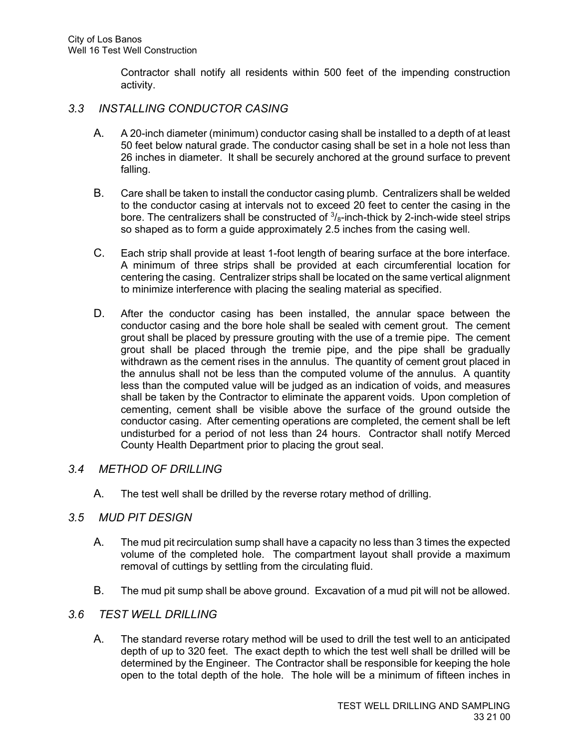Contractor shall notify all residents within 500 feet of the impending construction activity.

## 3.3 INSTALLING CONDUCTOR CASING

A. A 20-inch diameter (minimum) conductor casing shall be installed to a depth of at least 50 feet below natural grade. The conductor casing shall be set in a hole not less than 26 inches in diameter. It shall be securely anchored at the ground surface to prevent falling.

B. Care shall be taken to install the conductor casing plumb. Centralizers shall be welded to the conductor casing at intervals not to exceed 20 feet to center the casing in the bore. The centralizers shall be constructed of $^3/_8$-inch-thick by 2-inch-wide steel strips so shaped as to form a guide approximately 2.5 inches from the casing well.

C. Each strip shall provide at least 1-foot length of bearing surface at the bore interface. A minimum of three strips shall be provided at each circumferential location for centering the casing. Centralizer strips shall be located on the same vertical alignment to minimize interference with placing the sealing material as specified.

D. After the conductor casing has been installed, the annular space between the conductor casing and the bore hole shall be sealed with cement grout. The cement grout shall be placed by pressure grouting with the use of a tremie pipe. The cement grout shall be placed through the tremie pipe, and the pipe shall be gradually withdrawn as the cement rises in the annulus. The quantity of cement grout placed in the annulus shall not be less than the computed volume of the annulus. A quantity less than the computed value will be judged as an indication of voids, and measures shall be taken by the Contractor to eliminate the apparent voids. Upon completion of cementing, cement shall be visible above the surface of the ground outside the conductor casing. After cementing operations are completed, the cement shall be left undisturbed for a period of not less than 24 hours. Contractor shall notify Merced County Health Department prior to placing the grout seal.

## 3.4 METHOD OF DRILLING

A. The test well shall be drilled by the reverse rotary method of drilling.

## 3.5 MUD PIT DESIGN

A. The mud pit recirculation sump shall have a capacity no less than 3 times the expected volume of the completed hole. The compartment layout shall provide a maximum removal of cuttings by settling from the circulating fluid.

B. The mud pit sump shall be above ground. Excavation of a mud pit will not be allowed.

## 3.6 TEST WELL DRILLING

A. The standard reverse rotary method will be used to drill the test well to an anticipated depth of up to 320 feet. The exact depth to which the test well shall be drilled will be determined by the Engineer. The Contractor shall be responsible for keeping the hole open to the total depth of the hole. The hole will be a minimum of fifteen inches in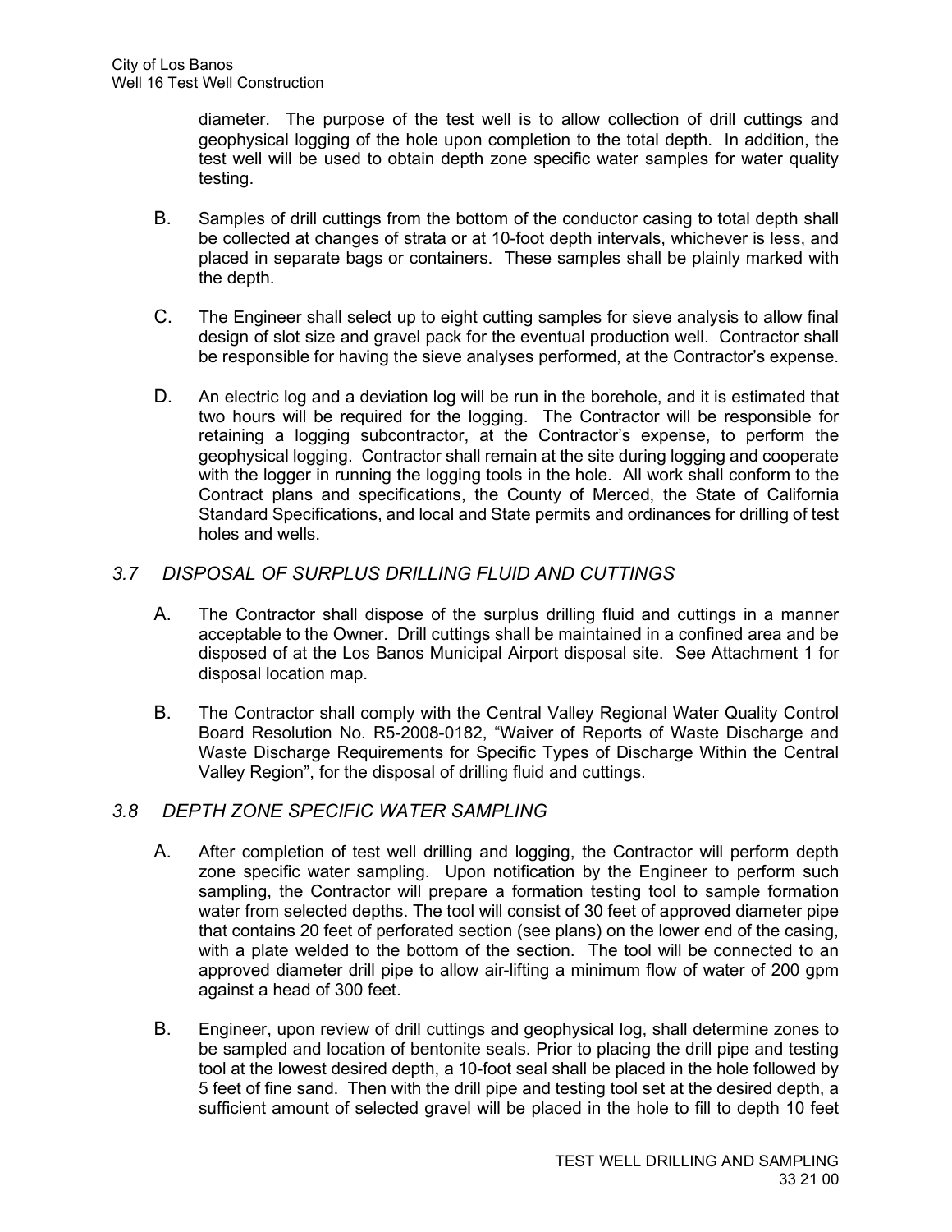diameter. The purpose of the test well is to allow collection of drill cuttings and geophysical logging of the hole upon completion to the total depth. In addition, the test well will be used to obtain depth zone specific water samples for water quality testing.

B. Samples of drill cuttings from the bottom of the conductor casing to total depth shall be collected at changes of strata or at 10-foot depth intervals, whichever is less, and placed in separate bags or containers. These samples shall be plainly marked with the depth.

C. The Engineer shall select up to eight cutting samples for sieve analysis to allow final design of slot size and gravel pack for the eventual production well. Contractor shall be responsible for having the sieve analyses performed, at the Contractor's expense.

D. An electric log and a deviation log will be run in the borehole, and it is estimated that two hours will be required for the logging. The Contractor will be responsible for retaining a logging subcontractor, at the Contractor's expense, to perform the geophysical logging. Contractor shall remain at the site during logging and cooperate with the logger in running the logging tools in the hole. All work shall conform to the Contract plans and specifications, the County of Merced, the State of California Standard Specifications, and local and State permits and ordinances for drilling of test holes and wells.

### *3.7 DISPOSAL OF SURPLUS DRILLING FLUID AND CUTTINGS*

A. The Contractor shall dispose of the surplus drilling fluid and cuttings in a manner acceptable to the Owner. Drill cuttings shall be maintained in a confined area and be disposed of at the Los Banos Municipal Airport disposal site. See Attachment 1 for disposal location map.

B. The Contractor shall comply with the Central Valley Regional Water Quality Control Board Resolution No. R5-2008-0182, "Waiver of Reports of Waste Discharge and Waste Discharge Requirements for Specific Types of Discharge Within the Central Valley Region", for the disposal of drilling fluid and cuttings.

### *3.8 DEPTH ZONE SPECIFIC WATER SAMPLING*

A. After completion of test well drilling and logging, the Contractor will perform depth zone specific water sampling. Upon notification by the Engineer to perform such sampling, the Contractor will prepare a formation testing tool to sample formation water from selected depths. The tool will consist of 30 feet of approved diameter pipe that contains 20 feet of perforated section (see plans) on the lower end of the casing, with a plate welded to the bottom of the section. The tool will be connected to an approved diameter drill pipe to allow air-lifting a minimum flow of water of 200 gpm against a head of 300 feet.

B. Engineer, upon review of drill cuttings and geophysical log, shall determine zones to be sampled and location of bentonite seals. Prior to placing the drill pipe and testing tool at the lowest desired depth, a 10-foot seal shall be placed in the hole followed by 5 feet of fine sand. Then with the drill pipe and testing tool set at the desired depth, a sufficient amount of selected gravel will be placed in the hole to fill to depth 10 feet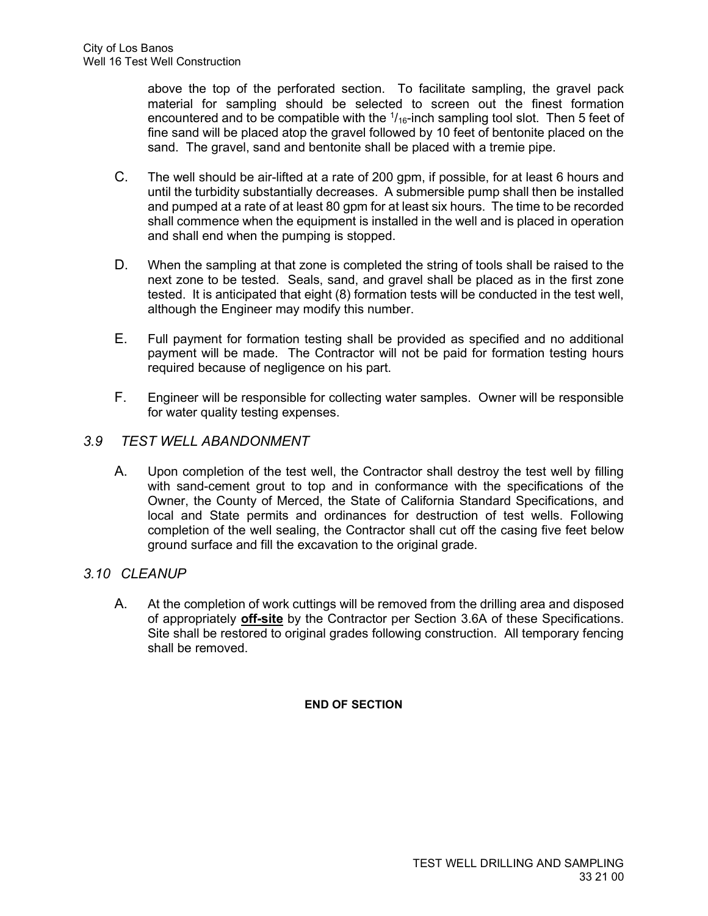above the top of the perforated section. To facilitate sampling, the gravel pack material for sampling should be selected to screen out the finest formation encountered and to be compatible with the $^1/_{16}$-inch sampling tool slot. Then 5 feet of fine sand will be placed atop the gravel followed by 10 feet of bentonite placed on the sand. The gravel, sand and bentonite shall be placed with a tremie pipe.

C. The well should be air-lifted at a rate of 200 gpm, if possible, for at least 6 hours and until the turbidity substantially decreases. A submersible pump shall then be installed and pumped at a rate of at least 80 gpm for at least six hours. The time to be recorded shall commence when the equipment is installed in the well and is placed in operation and shall end when the pumping is stopped.

D. When the sampling at that zone is completed the string of tools shall be raised to the next zone to be tested. Seals, sand, and gravel shall be placed as in the first zone tested. It is anticipated that eight (8) formation tests will be conducted in the test well, although the Engineer may modify this number.

E. Full payment for formation testing shall be provided as specified and no additional payment will be made. The Contractor will not be paid for formation testing hours required because of negligence on his part.

F. Engineer will be responsible for collecting water samples. Owner will be responsible for water quality testing expenses.

## *3.9 TEST WELL ABANDONMENT*

A. Upon completion of the test well, the Contractor shall destroy the test well by filling with sand-cement grout to top and in conformance with the specifications of the Owner, the County of Merced, the State of California Standard Specifications, and local and State permits and ordinances for destruction of test wells. Following completion of the well sealing, the Contractor shall cut off the casing five feet below ground surface and fill the excavation to the original grade.

## *3.10 CLEANUP*

A. At the completion of work cuttings will be removed from the drilling area and disposed of appropriately **off-site** by the Contractor per Section 3.6A of these Specifications. Site shall be restored to original grades following construction. All temporary fencing shall be removed.

**END OF SECTION**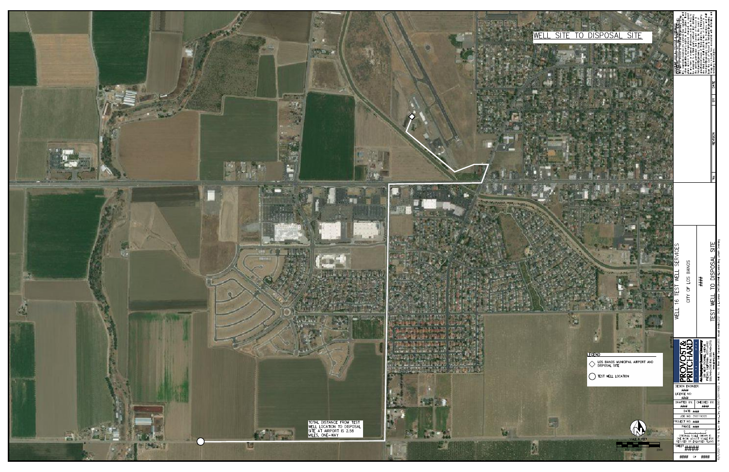# WELL SITE TO DISPOSAL SITE

TOTAL DISTANCE FROM TEST WELL LOCATION TO DISPOSAL SITE AT AIRPORT IS 2.58 MILES, ONE-WAY

LEGEND

◇ LOS BANOS MUNICIPAL AIRPORT AND DISPOSAL SITE

○ TEST WELL LOCATION

SCALE IN FEET

0 500 1000 2000

WELL 16 TEST WELL SERVICES

CITY OF LOS BANOS

####

TEST WELL TO DISPOSAL SITE

PROVOST & PRITCHARD

DESIGN ENGINEER: ####

LICENSE NO: ####

DRAFTED BY: #### CHECKED BY: ####

DATE: ####

JOB NO: 250119005

PROJECT NO: ####

PHASE: ####

ORIGINAL SCALE SHOWN IS ONE INCH, ADJUST SCALE FOR REDUCED OR ENLARGED PLANS

SHEET ####

#### OF ####

| NO. | REVISION | BY | DATE |
| --- | --- | --- | --- |